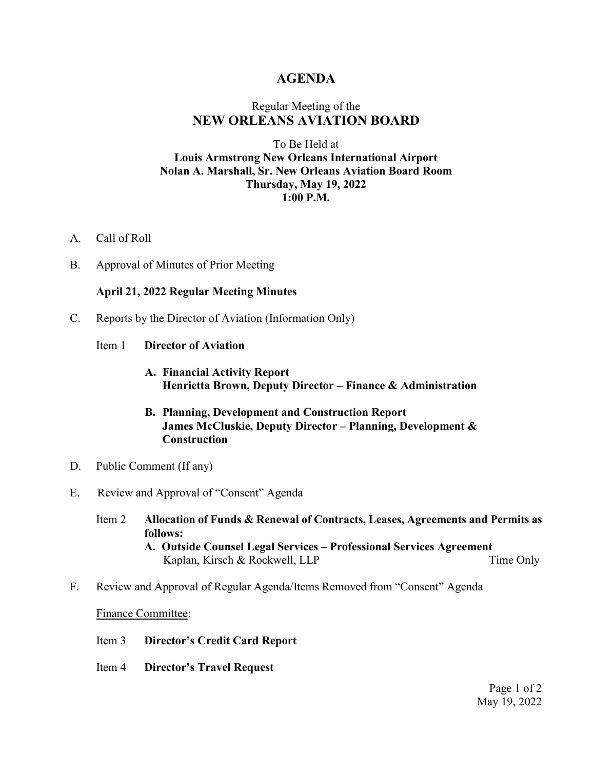# AGENDA

## Regular Meeting of the
## NEW ORLEANS AVIATION BOARD

To Be Held at
**Louis Armstrong New Orleans International Airport**
**Nolan A. Marshall, Sr. New Orleans Aviation Board Room**
**Thursday, May 19, 2022**
**1:00 P.M.**

A. Call of Roll

B. Approval of Minutes of Prior Meeting

**April 21, 2022 Regular Meeting Minutes**

C. Reports by the Director of Aviation (Information Only)

Item 1 **Director of Aviation**

- **A. Financial Activity Report**
  **Henrietta Brown, Deputy Director – Finance & Administration**
- **B. Planning, Development and Construction Report**
  **James McCluskie, Deputy Director – Planning, Development & Construction**

D. Public Comment (If any)

E. Review and Approval of "Consent" Agenda

Item 2 **Allocation of Funds & Renewal of Contracts, Leases, Agreements and Permits as follows:**

- **A. Outside Counsel Legal Services – Professional Services Agreement**
  Kaplan, Kirsch & Rockwell, LLP — Time Only

F. Review and Approval of Regular Agenda/Items Removed from "Consent" Agenda

Finance Committee:

Item 3 **Director's Credit Card Report**

Item 4 **Director's Travel Request**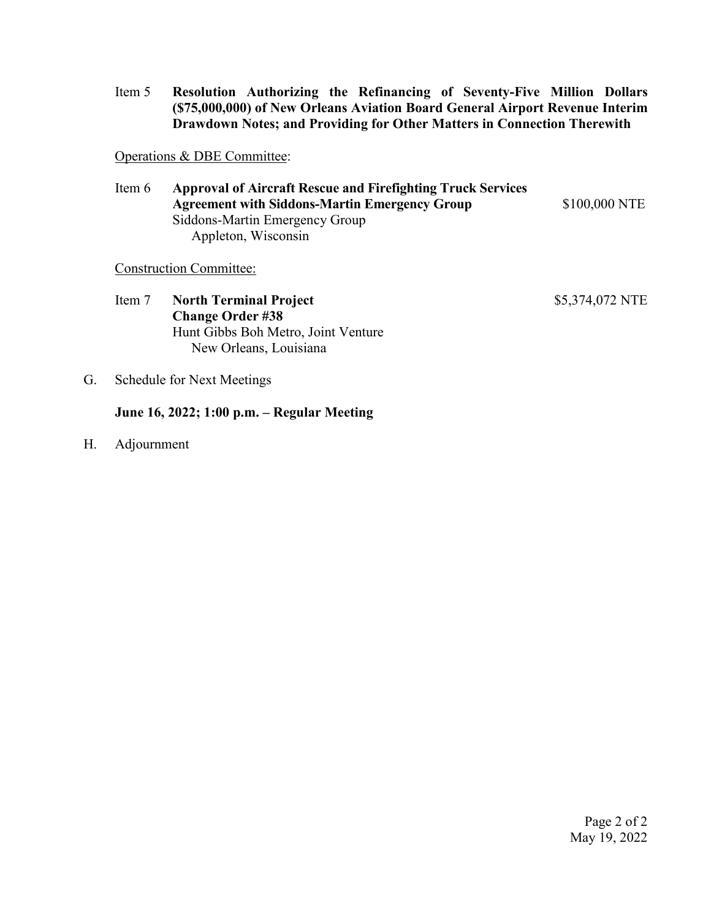Item 5 **Resolution Authorizing the Refinancing of Seventy-Five Million Dollars ($75,000,000) of New Orleans Aviation Board General Airport Revenue Interim Drawdown Notes; and Providing for Other Matters in Connection Therewith**

Operations & DBE Committee:

Item 6 **Approval of Aircraft Rescue and Firefighting Truck Services Agreement with Siddons-Martin Emergency Group** — $100,000 NTE
Siddons-Martin Emergency Group
Appleton, Wisconsin

Construction Committee:

Item 7 **North Terminal Project** — $5,374,072 NTE
**Change Order #38**
Hunt Gibbs Boh Metro, Joint Venture
New Orleans, Louisiana

G. Schedule for Next Meetings

**June 16, 2022; 1:00 p.m. – Regular Meeting**

H. Adjournment

May 19, 2022